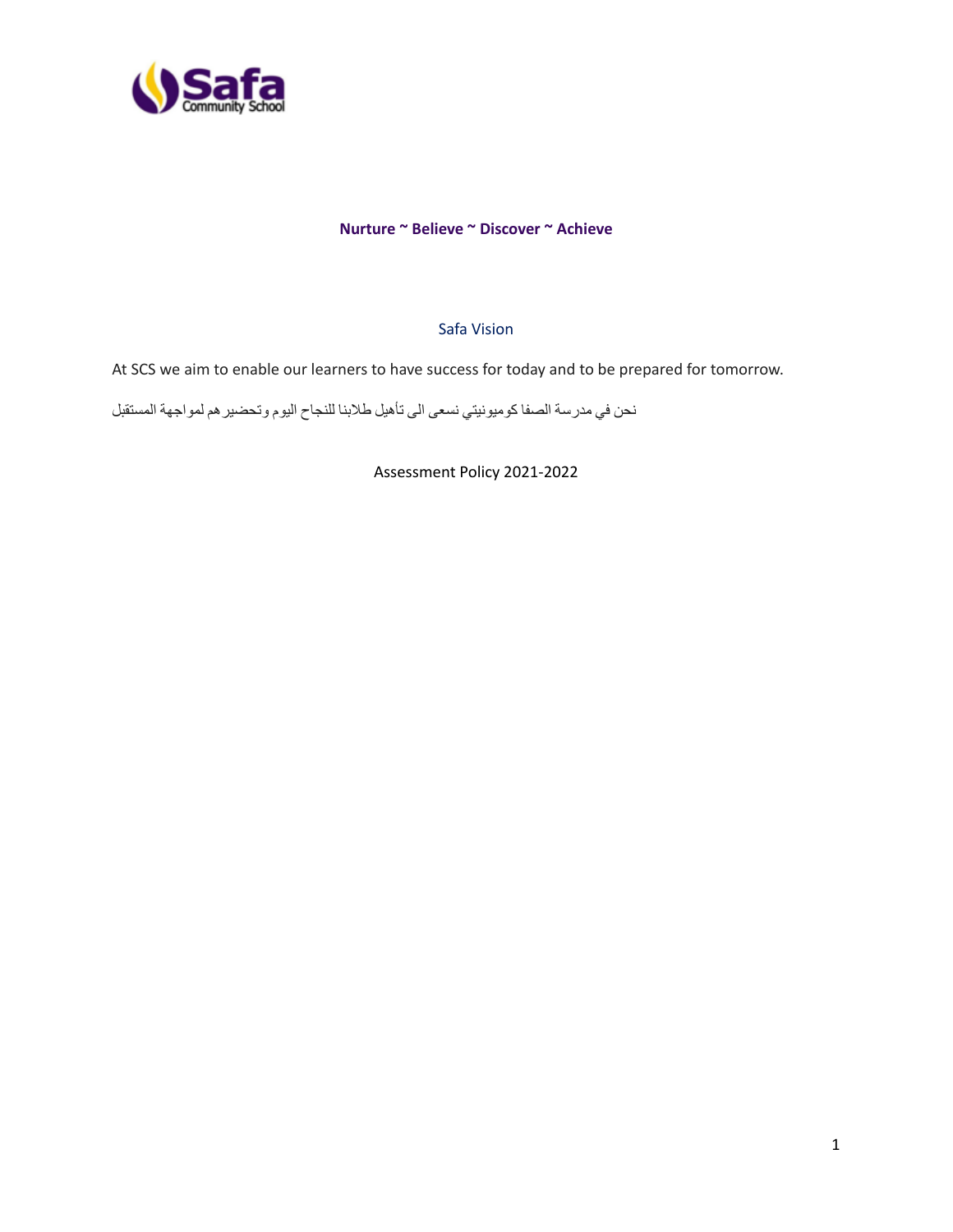**Nurture ~ Believe ~ Discover ~ Achieve**

## Safa Vision

At SCS we aim to enable our learners to have success for today and to be prepared for tomorrow.

نحن في مدرسة الصفا كوميونيتي نسعى الى تأهيل طلابنا للنجاح اليوم وتحضيرهم لمواجهة المستقبل

# Assessment Policy 2021-2022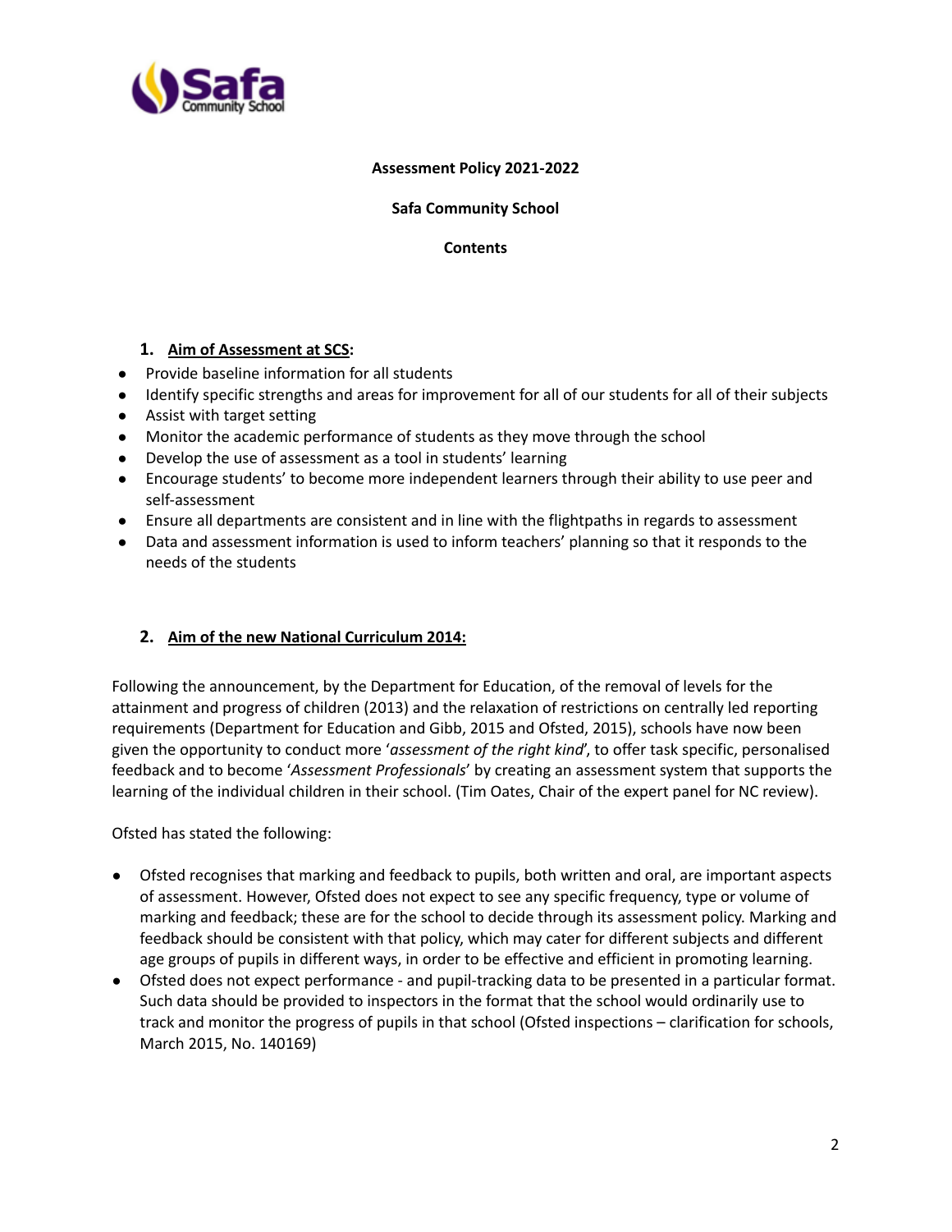**Assessment Policy 2021-2022**

**Safa Community School**

**Contents**

## 1. Aim of Assessment at SCS:

- Provide baseline information for all students
- Identify specific strengths and areas for improvement for all of our students for all of their subjects
- Assist with target setting
- Monitor the academic performance of students as they move through the school
- Develop the use of assessment as a tool in students' learning
- Encourage students' to become more independent learners through their ability to use peer and self-assessment
- Ensure all departments are consistent and in line with the flightpaths in regards to assessment
- Data and assessment information is used to inform teachers' planning so that it responds to the needs of the students

## 2. Aim of the new National Curriculum 2014:

Following the announcement, by the Department for Education, of the removal of levels for the attainment and progress of children (2013) and the relaxation of restrictions on centrally led reporting requirements (Department for Education and Gibb, 2015 and Ofsted, 2015), schools have now been given the opportunity to conduct more '*assessment of the right kind*', to offer task specific, personalised feedback and to become '*Assessment Professionals*' by creating an assessment system that supports the learning of the individual children in their school. (Tim Oates, Chair of the expert panel for NC review).

Ofsted has stated the following:

- Ofsted recognises that marking and feedback to pupils, both written and oral, are important aspects of assessment. However, Ofsted does not expect to see any specific frequency, type or volume of marking and feedback; these are for the school to decide through its assessment policy. Marking and feedback should be consistent with that policy, which may cater for different subjects and different age groups of pupils in different ways, in order to be effective and efficient in promoting learning.
- Ofsted does not expect performance - and pupil-tracking data to be presented in a particular format. Such data should be provided to inspectors in the format that the school would ordinarily use to track and monitor the progress of pupils in that school (Ofsted inspections – clarification for schools, March 2015, No. 140169)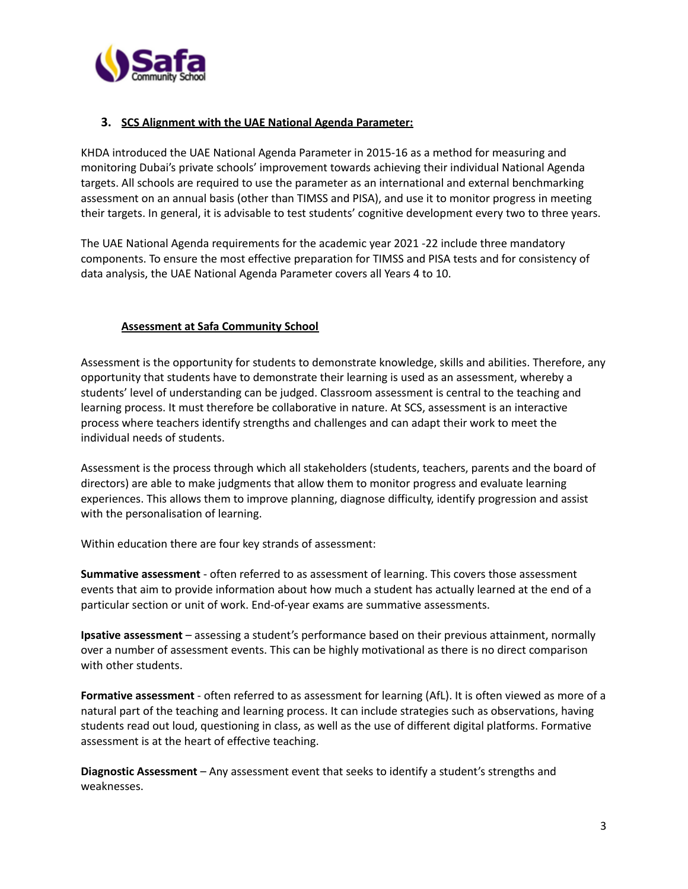### 3. SCS Alignment with the UAE National Agenda Parameter:

KHDA introduced the UAE National Agenda Parameter in 2015-16 as a method for measuring and monitoring Dubai's private schools' improvement towards achieving their individual National Agenda targets. All schools are required to use the parameter as an international and external benchmarking assessment on an annual basis (other than TIMSS and PISA), and use it to monitor progress in meeting their targets. In general, it is advisable to test students' cognitive development every two to three years.

The UAE National Agenda requirements for the academic year 2021 -22 include three mandatory components. To ensure the most effective preparation for TIMSS and PISA tests and for consistency of data analysis, the UAE National Agenda Parameter covers all Years 4 to 10.

#### Assessment at Safa Community School

Assessment is the opportunity for students to demonstrate knowledge, skills and abilities. Therefore, any opportunity that students have to demonstrate their learning is used as an assessment, whereby a students' level of understanding can be judged. Classroom assessment is central to the teaching and learning process. It must therefore be collaborative in nature. At SCS, assessment is an interactive process where teachers identify strengths and challenges and can adapt their work to meet the individual needs of students.

Assessment is the process through which all stakeholders (students, teachers, parents and the board of directors) are able to make judgments that allow them to monitor progress and evaluate learning experiences. This allows them to improve planning, diagnose difficulty, identify progression and assist with the personalisation of learning.

Within education there are four key strands of assessment:

**Summative assessment** - often referred to as assessment of learning. This covers those assessment events that aim to provide information about how much a student has actually learned at the end of a particular section or unit of work. End-of-year exams are summative assessments.

**Ipsative assessment** – assessing a student's performance based on their previous attainment, normally over a number of assessment events. This can be highly motivational as there is no direct comparison with other students.

**Formative assessment** - often referred to as assessment for learning (AfL). It is often viewed as more of a natural part of the teaching and learning process. It can include strategies such as observations, having students read out loud, questioning in class, as well as the use of different digital platforms. Formative assessment is at the heart of effective teaching.

**Diagnostic Assessment** – Any assessment event that seeks to identify a student's strengths and weaknesses.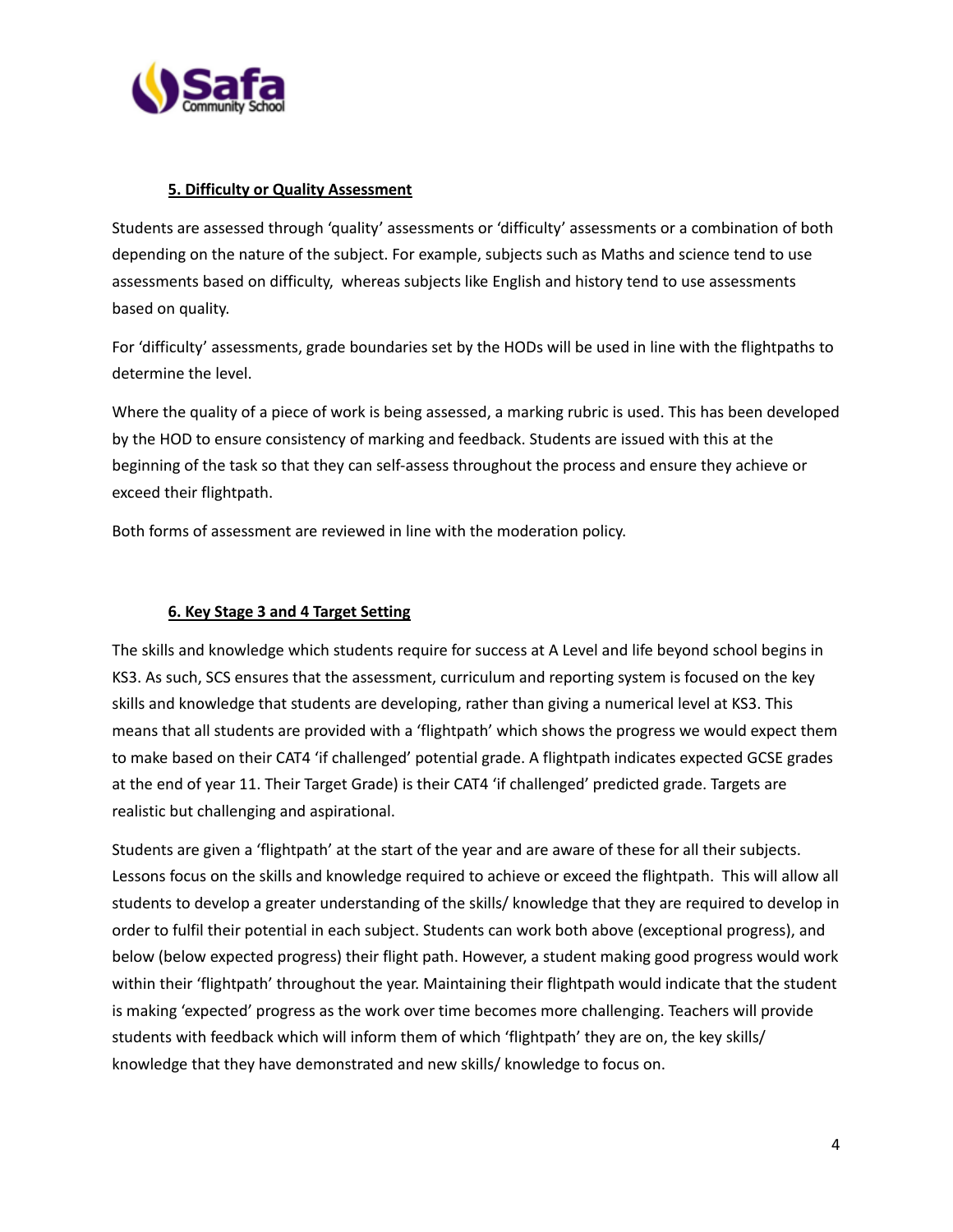### 5. Difficulty or Quality Assessment

Students are assessed through 'quality' assessments or 'difficulty' assessments or a combination of both depending on the nature of the subject. For example, subjects such as Maths and science tend to use assessments based on difficulty, whereas subjects like English and history tend to use assessments based on quality.

For 'difficulty' assessments, grade boundaries set by the HODs will be used in line with the flightpaths to determine the level.

Where the quality of a piece of work is being assessed, a marking rubric is used. This has been developed by the HOD to ensure consistency of marking and feedback. Students are issued with this at the beginning of the task so that they can self-assess throughout the process and ensure they achieve or exceed their flightpath.

Both forms of assessment are reviewed in line with the moderation policy.

### 6. Key Stage 3 and 4 Target Setting

The skills and knowledge which students require for success at A Level and life beyond school begins in KS3. As such, SCS ensures that the assessment, curriculum and reporting system is focused on the key skills and knowledge that students are developing, rather than giving a numerical level at KS3. This means that all students are provided with a 'flightpath' which shows the progress we would expect them to make based on their CAT4 'if challenged' potential grade. A flightpath indicates expected GCSE grades at the end of year 11. Their Target Grade) is their CAT4 'if challenged' predicted grade. Targets are realistic but challenging and aspirational.

Students are given a 'flightpath' at the start of the year and are aware of these for all their subjects. Lessons focus on the skills and knowledge required to achieve or exceed the flightpath. This will allow all students to develop a greater understanding of the skills/ knowledge that they are required to develop in order to fulfil their potential in each subject. Students can work both above (exceptional progress), and below (below expected progress) their flight path. However, a student making good progress would work within their 'flightpath' throughout the year. Maintaining their flightpath would indicate that the student is making 'expected' progress as the work over time becomes more challenging. Teachers will provide students with feedback which will inform them of which 'flightpath' they are on, the key skills/ knowledge that they have demonstrated and new skills/ knowledge to focus on.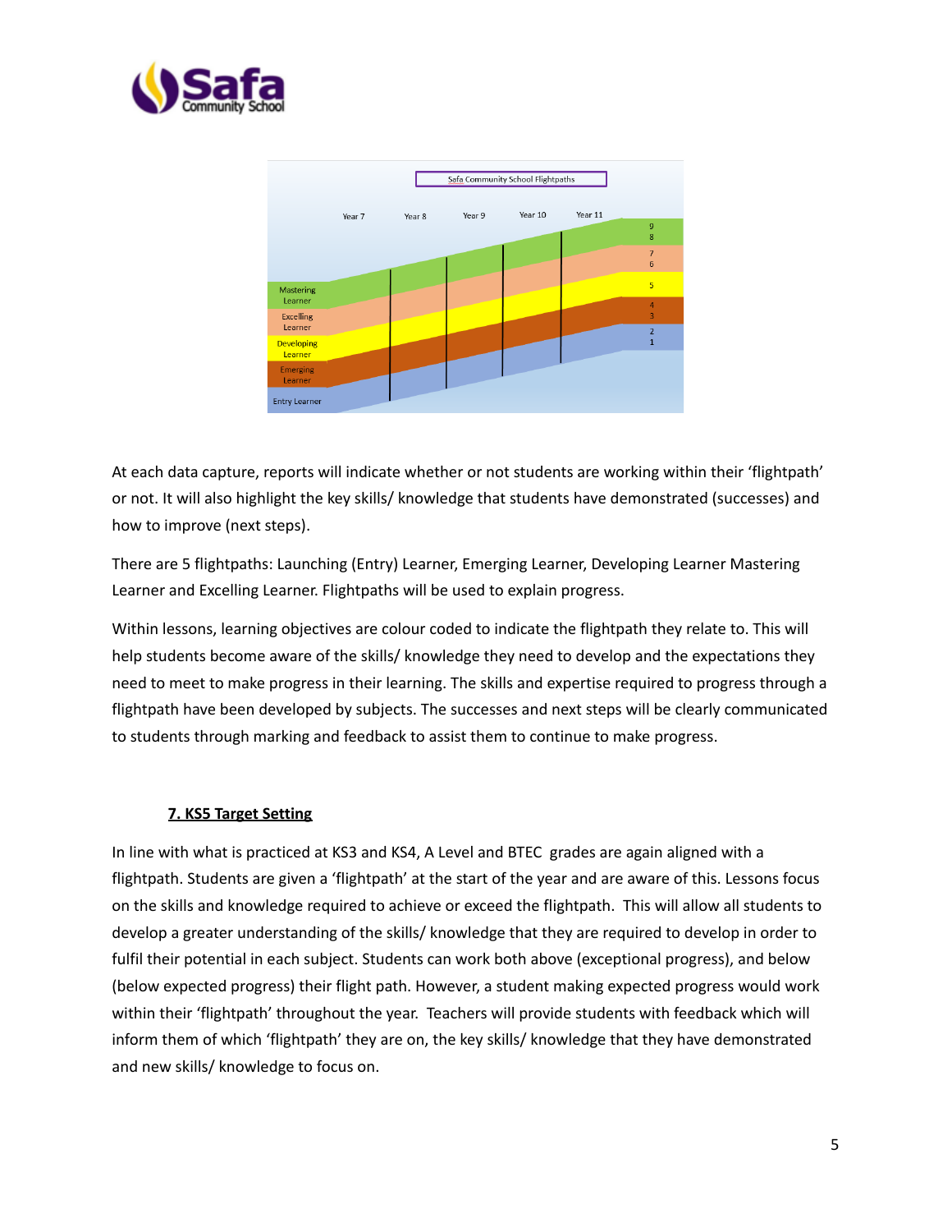At each data capture, reports will indicate whether or not students are working within their 'flightpath' or not. It will also highlight the key skills/ knowledge that students have demonstrated (successes) and how to improve (next steps).

There are 5 flightpaths: Launching (Entry) Learner, Emerging Learner, Developing Learner Mastering Learner and Excelling Learner. Flightpaths will be used to explain progress.

Within lessons, learning objectives are colour coded to indicate the flightpath they relate to. This will help students become aware of the skills/ knowledge they need to develop and the expectations they need to meet to make progress in their learning. The skills and expertise required to progress through a flightpath have been developed by subjects. The successes and next steps will be clearly communicated to students through marking and feedback to assist them to continue to make progress.

## 7. KS5 Target Setting

In line with what is practiced at KS3 and KS4, A Level and BTEC grades are again aligned with a flightpath. Students are given a 'flightpath' at the start of the year and are aware of this. Lessons focus on the skills and knowledge required to achieve or exceed the flightpath. This will allow all students to develop a greater understanding of the skills/ knowledge that they are required to develop in order to fulfil their potential in each subject. Students can work both above (exceptional progress), and below (below expected progress) their flight path. However, a student making expected progress would work within their 'flightpath' throughout the year. Teachers will provide students with feedback which will inform them of which 'flightpath' they are on, the key skills/ knowledge that they have demonstrated and new skills/ knowledge to focus on.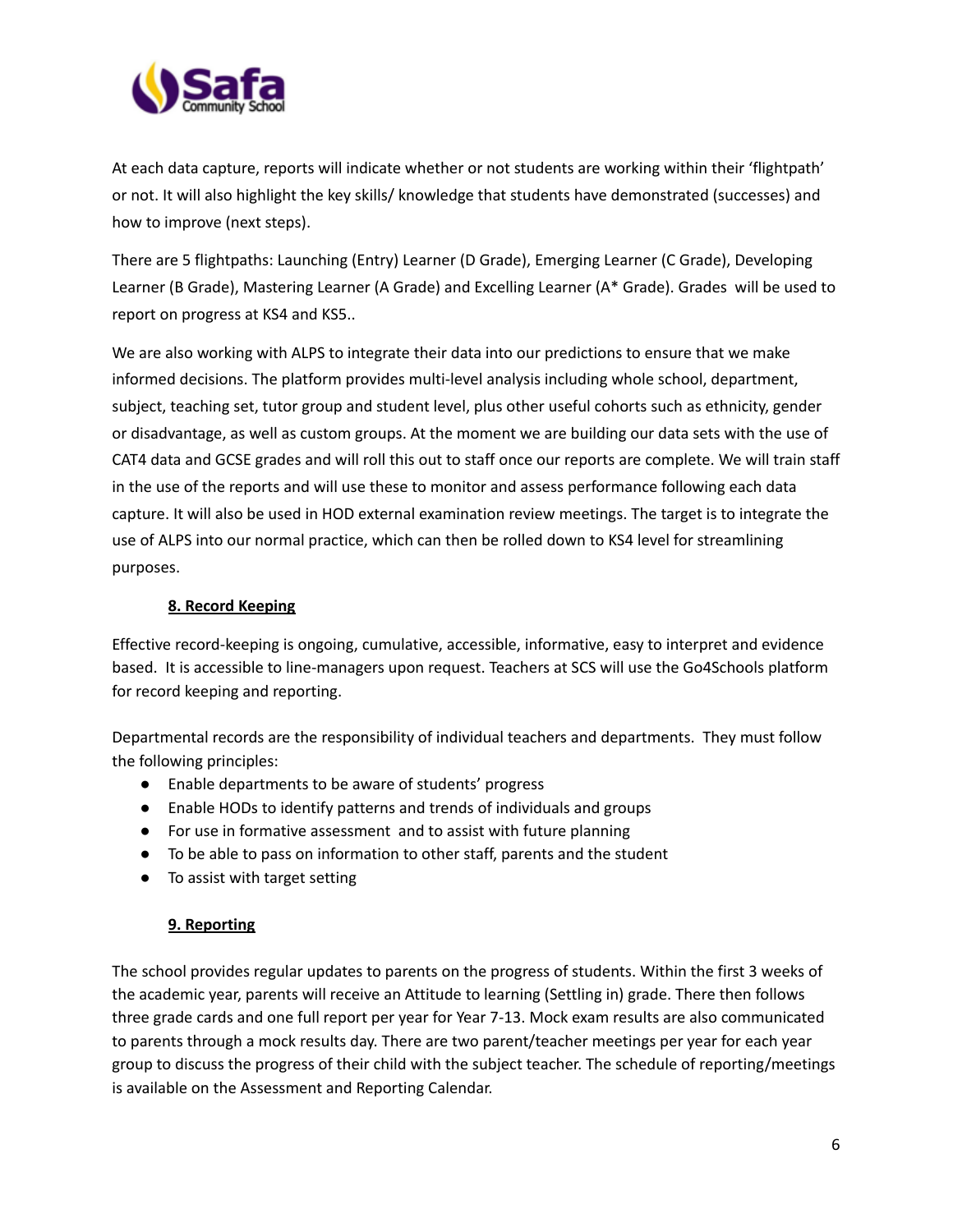At each data capture, reports will indicate whether or not students are working within their 'flightpath' or not. It will also highlight the key skills/ knowledge that students have demonstrated (successes) and how to improve (next steps).

There are 5 flightpaths: Launching (Entry) Learner (D Grade), Emerging Learner (C Grade), Developing Learner (B Grade), Mastering Learner (A Grade) and Excelling Learner (A* Grade). Grades will be used to report on progress at KS4 and KS5..

We are also working with ALPS to integrate their data into our predictions to ensure that we make informed decisions. The platform provides multi-level analysis including whole school, department, subject, teaching set, tutor group and student level, plus other useful cohorts such as ethnicity, gender or disadvantage, as well as custom groups. At the moment we are building our data sets with the use of CAT4 data and GCSE grades and will roll this out to staff once our reports are complete. We will train staff in the use of the reports and will use these to monitor and assess performance following each data capture. It will also be used in HOD external examination review meetings. The target is to integrate the use of ALPS into our normal practice, which can then be rolled down to KS4 level for streamlining purposes.

## 8. Record Keeping

Effective record-keeping is ongoing, cumulative, accessible, informative, easy to interpret and evidence based. It is accessible to line-managers upon request. Teachers at SCS will use the Go4Schools platform for record keeping and reporting.

Departmental records are the responsibility of individual teachers and departments. They must follow the following principles:

- Enable departments to be aware of students' progress
- Enable HODs to identify patterns and trends of individuals and groups
- For use in formative assessment and to assist with future planning
- To be able to pass on information to other staff, parents and the student
- To assist with target setting

## 9. Reporting

The school provides regular updates to parents on the progress of students. Within the first 3 weeks of the academic year, parents will receive an Attitude to learning (Settling in) grade. There then follows three grade cards and one full report per year for Year 7-13. Mock exam results are also communicated to parents through a mock results day. There are two parent/teacher meetings per year for each year group to discuss the progress of their child with the subject teacher. The schedule of reporting/meetings is available on the Assessment and Reporting Calendar.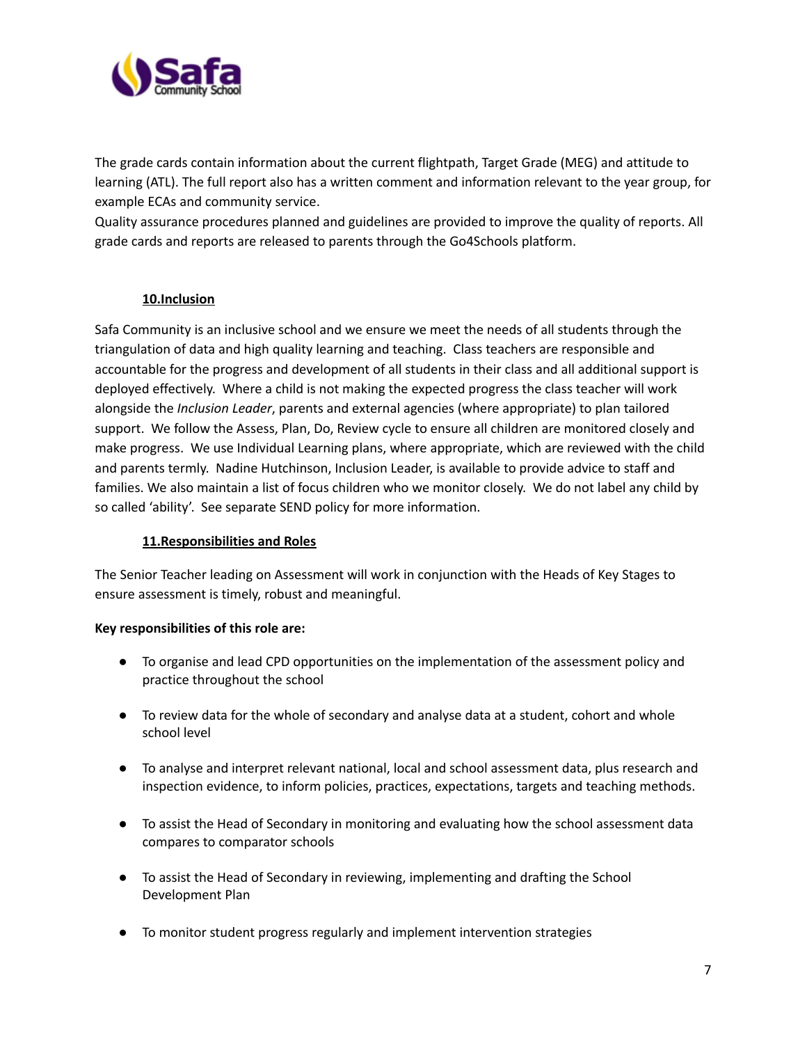The grade cards contain information about the current flightpath, Target Grade (MEG) and attitude to learning (ATL). The full report also has a written comment and information relevant to the year group, for example ECAs and community service.

Quality assurance procedures planned and guidelines are provided to improve the quality of reports. All grade cards and reports are released to parents through the Go4Schools platform.

## 10.Inclusion

Safa Community is an inclusive school and we ensure we meet the needs of all students through the triangulation of data and high quality learning and teaching. Class teachers are responsible and accountable for the progress and development of all students in their class and all additional support is deployed effectively. Where a child is not making the expected progress the class teacher will work alongside the *Inclusion Leader*, parents and external agencies (where appropriate) to plan tailored support. We follow the Assess, Plan, Do, Review cycle to ensure all children are monitored closely and make progress. We use Individual Learning plans, where appropriate, which are reviewed with the child and parents termly. Nadine Hutchinson, Inclusion Leader, is available to provide advice to staff and families. We also maintain a list of focus children who we monitor closely. We do not label any child by so called 'ability'. See separate SEND policy for more information.

## 11.Responsibilities and Roles

The Senior Teacher leading on Assessment will work in conjunction with the Heads of Key Stages to ensure assessment is timely, robust and meaningful.

**Key responsibilities of this role are:**

- To organise and lead CPD opportunities on the implementation of the assessment policy and practice throughout the school
- To review data for the whole of secondary and analyse data at a student, cohort and whole school level
- To analyse and interpret relevant national, local and school assessment data, plus research and inspection evidence, to inform policies, practices, expectations, targets and teaching methods.
- To assist the Head of Secondary in monitoring and evaluating how the school assessment data compares to comparator schools
- To assist the Head of Secondary in reviewing, implementing and drafting the School Development Plan
- To monitor student progress regularly and implement intervention strategies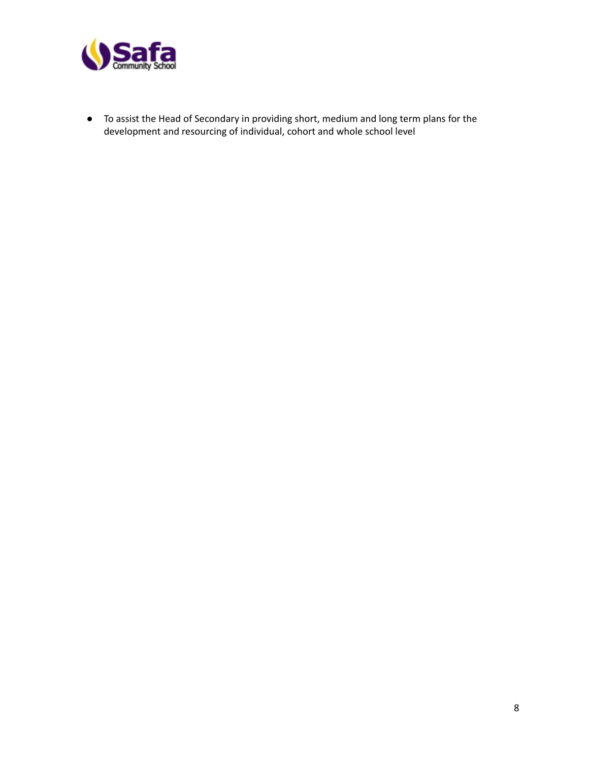- To assist the Head of Secondary in providing short, medium and long term plans for the development and resourcing of individual, cohort and whole school level